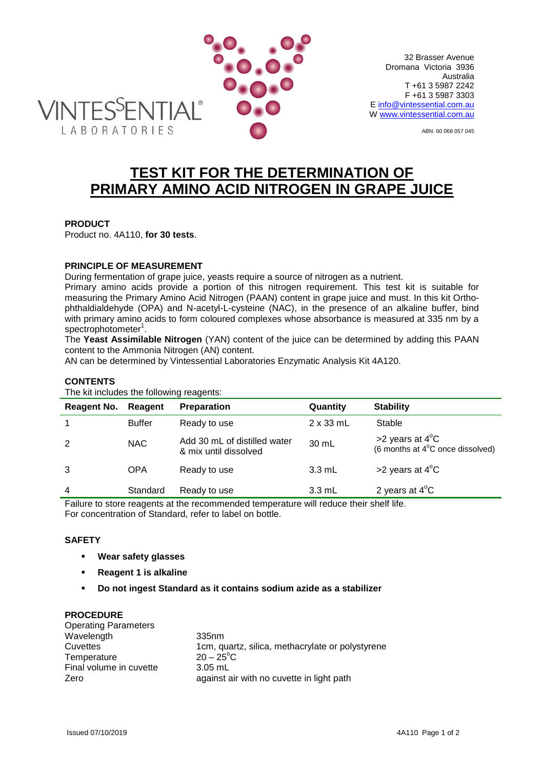VINTESSENTIAL® LABORATORIES

32 Brasser Avenue
Dromana Victoria 3936
Australia
T +61 3 5987 2242
F +61 3 5987 3303
E info@vintessential.com.au
W www.vintessential.com.au

ABN: 60 068 057 045

# TEST KIT FOR THE DETERMINATION OF PRIMARY AMINO ACID NITROGEN IN GRAPE JUICE

**PRODUCT**

Product no. 4A110, **for 30 tests**.

**PRINCIPLE OF MEASUREMENT**

During fermentation of grape juice, yeasts require a source of nitrogen as a nutrient.

Primary amino acids provide a portion of this nitrogen requirement. This test kit is suitable for measuring the Primary Amino Acid Nitrogen (PAAN) content in grape juice and must. In this kit Ortho-phthaldialdehyde (OPA) and N-acetyl-L-cysteine (NAC), in the presence of an alkaline buffer, bind with primary amino acids to form coloured complexes whose absorbance is measured at 335 nm by a spectrophotometer[1].

The **Yeast Assimilable Nitrogen** (YAN) content of the juice can be determined by adding this PAAN content to the Ammonia Nitrogen (AN) content.

AN can be determined by Vintessential Laboratories Enzymatic Analysis Kit 4A120.

**CONTENTS**

The kit includes the following reagents:

| Reagent No. | Reagent | Preparation | Quantity | Stability |
|---|---|---|---|---|
| 1 | Buffer | Ready to use | 2 x 33 mL | Stable |
| 2 | NAC | Add 30 mL of distilled water & mix until dissolved | 30 mL | >2 years at 4°C (6 months at 4°C once dissolved) |
| 3 | OPA | Ready to use | 3.3 mL | >2 years at 4°C |
| 4 | Standard | Ready to use | 3.3 mL | 2 years at 4°C |

Failure to store reagents at the recommended temperature will reduce their shelf life.
For concentration of Standard, refer to label on bottle.

**SAFETY**

- **Wear safety glasses**
- **Reagent 1 is alkaline**
- **Do not ingest Standard as it contains sodium azide as a stabilizer**

**PROCEDURE**

Operating Parameters

| | |
|---|---|
| Wavelength | 335nm |
| Cuvettes | 1cm, quartz, silica, methacrylate or polystyrene |
| Temperature | 20 – 25°C |
| Final volume in cuvette | 3.05 mL |
| Zero | against air with no cuvette in light path |

Issued 07/10/2019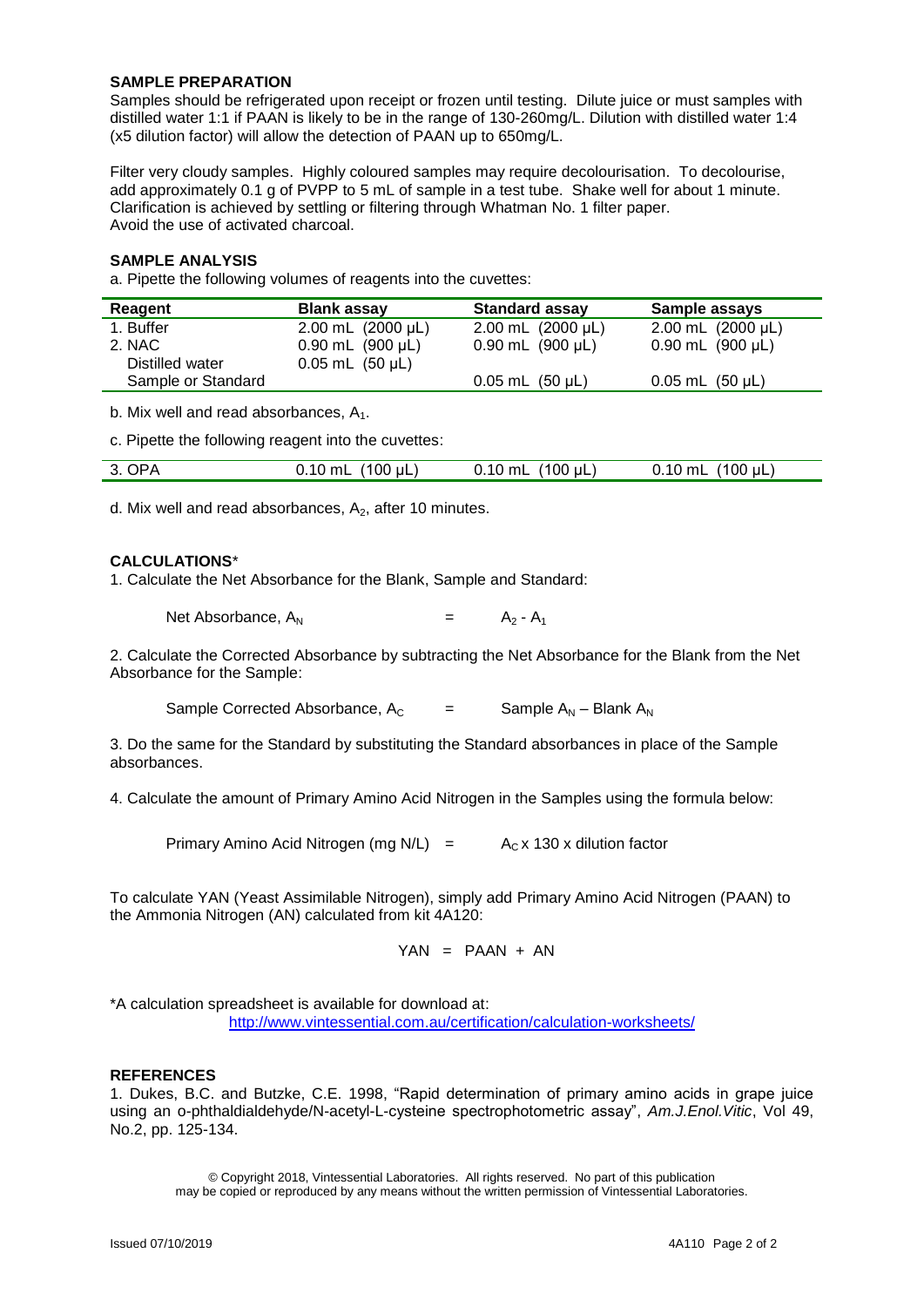## SAMPLE PREPARATION

Samples should be refrigerated upon receipt or frozen until testing. Dilute juice or must samples with distilled water 1:1 if PAAN is likely to be in the range of 130-260mg/L. Dilution with distilled water 1:4 (x5 dilution factor) will allow the detection of PAAN up to 650mg/L.

Filter very cloudy samples. Highly coloured samples may require decolourisation. To decolourise, add approximately 0.1 g of PVPP to 5 mL of sample in a test tube. Shake well for about 1 minute. Clarification is achieved by settling or filtering through Whatman No. 1 filter paper.
Avoid the use of activated charcoal.

## SAMPLE ANALYSIS

a. Pipette the following volumes of reagents into the cuvettes:

| Reagent | Blank assay | Standard assay | Sample assays |
|---|---|---|---|
| 1. Buffer | 2.00 mL (2000 µL) | 2.00 mL (2000 µL) | 2.00 mL (2000 µL) |
| 2. NAC | 0.90 mL (900 µL) | 0.90 mL (900 µL) | 0.90 mL (900 µL) |
| Distilled water | 0.05 mL (50 µL) | | |
| Sample or Standard | | 0.05 mL (50 µL) | 0.05 mL (50 µL) |

b. Mix well and read absorbances, $A_1$.

c. Pipette the following reagent into the cuvettes:

| | | | |
|---|---|---|---|
| 3. OPA | 0.10 mL (100 µL) | 0.10 mL (100 µL) | 0.10 mL (100 µL) |

d. Mix well and read absorbances, $A_2$, after 10 minutes.

## CALCULATIONS*

1. Calculate the Net Absorbance for the Blank, Sample and Standard:

$$\text{Net Absorbance, } A_N = A_2 - A_1$$

2. Calculate the Corrected Absorbance by subtracting the Net Absorbance for the Blank from the Net Absorbance for the Sample:

$$\text{Sample Corrected Absorbance, } A_C = \text{Sample } A_N - \text{Blank } A_N$$

3. Do the same for the Standard by substituting the Standard absorbances in place of the Sample absorbances.

4. Calculate the amount of Primary Amino Acid Nitrogen in the Samples using the formula below:

$$\text{Primary Amino Acid Nitrogen (mg N/L)} = A_C \times 130 \times \text{dilution factor}$$

To calculate YAN (Yeast Assimilable Nitrogen), simply add Primary Amino Acid Nitrogen (PAAN) to the Ammonia Nitrogen (AN) calculated from kit 4A120:

$$\text{YAN} = \text{PAAN} + \text{AN}$$

*A calculation spreadsheet is available for download at:
http://www.vintessential.com.au/certification/calculation-worksheets/

## REFERENCES

1. Dukes, B.C. and Butzke, C.E. 1998, "Rapid determination of primary amino acids in grape juice using an o-phthaldialdehyde/N-acetyl-L-cysteine spectrophotometric assay", *Am.J.Enol.Vitic*, Vol 49, No.2, pp. 125-134.

© Copyright 2018, Vintessential Laboratories. All rights reserved. No part of this publication may be copied or reproduced by any means without the written permission of Vintessential Laboratories.

Issued 07/10/2019